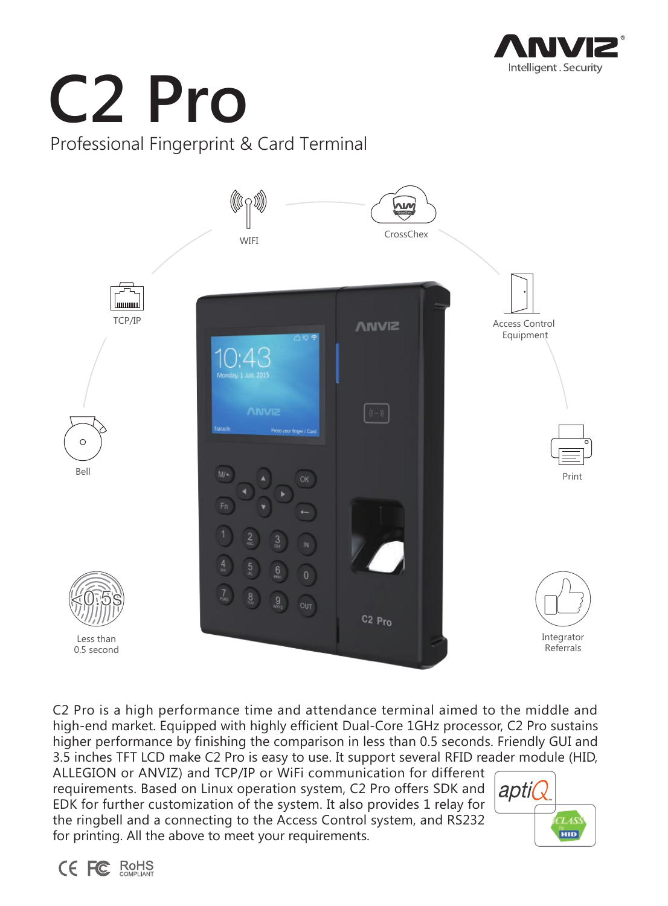# C2 Pro

Professional Fingerprint & Card Terminal

WIFI

CrossChex

TCP/IP

Access Control Equipment

Bell

Print

Less than 0.5 second

Integrator Referrals

C2 Pro is a high performance time and attendance terminal aimed to the middle and high-end market. Equipped with highly efficient Dual-Core 1GHz processor, C2 Pro sustains higher performance by finishing the comparison in less than 0.5 seconds. Friendly GUI and 3.5 inches TFT LCD make C2 Pro is easy to use. It support several RFID reader module (HID, ALLEGION or ANVIZ) and TCP/IP or WiFi communication for different requirements. Based on Linux operation system, C2 Pro offers SDK and EDK for further customization of the system. It also provides 1 relay for the ringbell and a connecting to the Access Control system, and RS232 for printing. All the above to meet your requirements.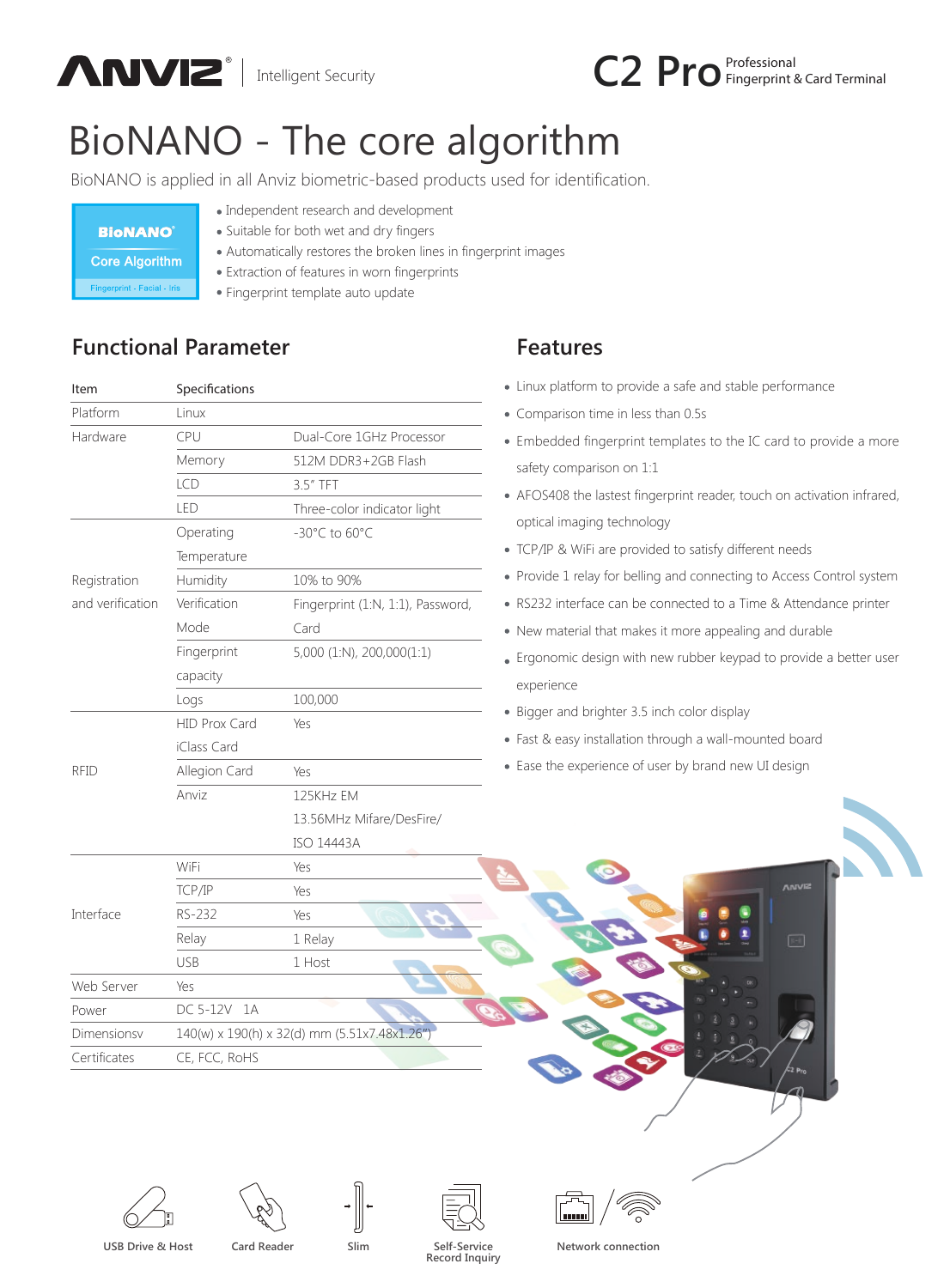C2 Pro Professional Fingerprint & Card Terminal

# BioNANO - The core algorithm

BioNANO is applied in all Anviz biometric-based products used for identification.

BIoNANO Core Algorithm
Fingerprint · Facial · Iris

- Independent research and development
- Suitable for both wet and dry fingers
- Automatically restores the broken lines in fingerprint images
- Extraction of features in worn fingerprints
- Fingerprint template auto update

## Functional Parameter

| Item | Specifications | |
|---|---|---|
| Platform | Linux | |
| Hardware | CPU | Dual-Core 1GHz Processor |
| | Memory | 512M DDR3+2GB Flash |
| | LCD | 3.5" TFT |
| | LED | Three-color indicator light |
| Registration and verification | Operating Temperature | -30°C to 60°C |
| | Humidity | 10% to 90% |
| | Verification Mode | Fingerprint (1:N, 1:1), Password, Card |
| | Fingerprint capacity | 5,000 (1:N), 200,000(1:1) |
| | Logs | 100,000 |
| RFID | HID Prox Card iClass Card | Yes |
| | Allegion Card | Yes |
| | Anviz | 125KHz EM 13.56MHz Mifare/DesFire/ ISO 14443A |
| Interface | WiFi | Yes |
| | TCP/IP | Yes |
| | RS-232 | Yes |
| | Relay | 1 Relay |
| | USB | 1 Host |
| Web Server | Yes | |
| Power | DC 5-12V 1A | |
| Dimensionsv | 140(w) x 190(h) x 32(d) mm (5.51x7.48x1.26") | |
| Certificates | CE, FCC, RoHS | |

## Features

- Linux platform to provide a safe and stable performance
- Comparison time in less than 0.5s
- Embedded fingerprint templates to the IC card to provide a more safety comparison on 1:1
- AFOS408 the lastest fingerprint reader, touch on activation infrared, optical imaging technology
- TCP/IP & WiFi are provided to satisfy different needs
- Provide 1 relay for belling and connecting to Access Control system
- RS232 interface can be connected to a Time & Attendance printer
- New material that makes it more appealing and durable
- Ergonomic design with new rubber keypad to provide a better user experience
- Bigger and brighter 3.5 inch color display
- Fast & easy installation through a wall-mounted board
- Ease the experience of user by brand new UI design

USB Drive & Host | Card Reader | Slim | Self-Service Record Inquiry | Network connection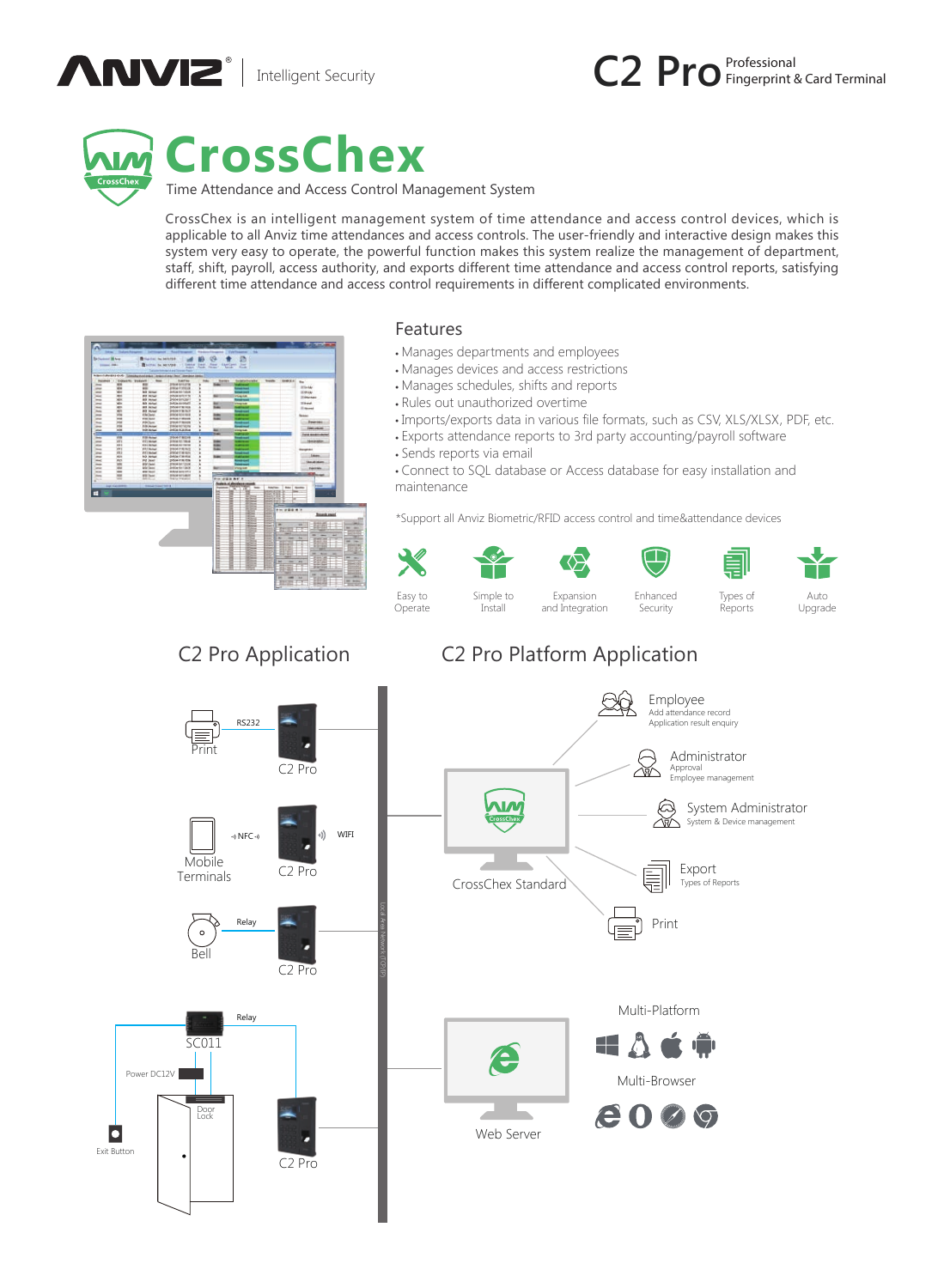ANVIZ® | Intelligent Security

# C2 Pro Professional Fingerprint & Card Terminal

# CrossChex

Time Attendance and Access Control Management System

CrossChex is an intelligent management system of time attendance and access control devices, which is applicable to all Anviz time attendances and access controls. The user-friendly and interactive design makes this system very easy to operate, the powerful function makes this system realize the management of department, staff, shift, payroll, access authority, and exports different time attendance and access control reports, satisfying different time attendance and access control requirements in different complicated environments.

## Features

- Manages departments and employees
- Manages devices and access restrictions
- Manages schedules, shifts and reports
- Rules out unauthorized overtime
- Imports/exports data in various file formats, such as CSV, XLS/XLSX, PDF, etc.
- Exports attendance reports to 3rd party accounting/payroll software
- Sends reports via email
- Connect to SQL database or Access database for easy installation and maintenance

*Support all Anviz Biometric/RFID access control and time&attendance devices

Easy to Operate | Simple to Install | Expansion and Integration | Enhanced Security | Types of Reports | Auto Upgrade

## C2 Pro Application

- Print — RS232 — C2 Pro
- Mobile Terminals — NFC — C2 Pro — WIFI
- Bell — Relay — C2 Pro
- SC011 — Relay — C2 Pro; Power DC12V; Door Lock; Exit Button

Local Area Network (TCP/IP)

## C2 Pro Platform Application

**CrossChex Standard**

- Employee — Add attendance record, Application result enquiry
- Administrator — Approval, Employee management
- System Administrator — System & Device management
- Export — Types of Reports
- Print

**Web Server**

- Multi-Platform
- Multi-Browser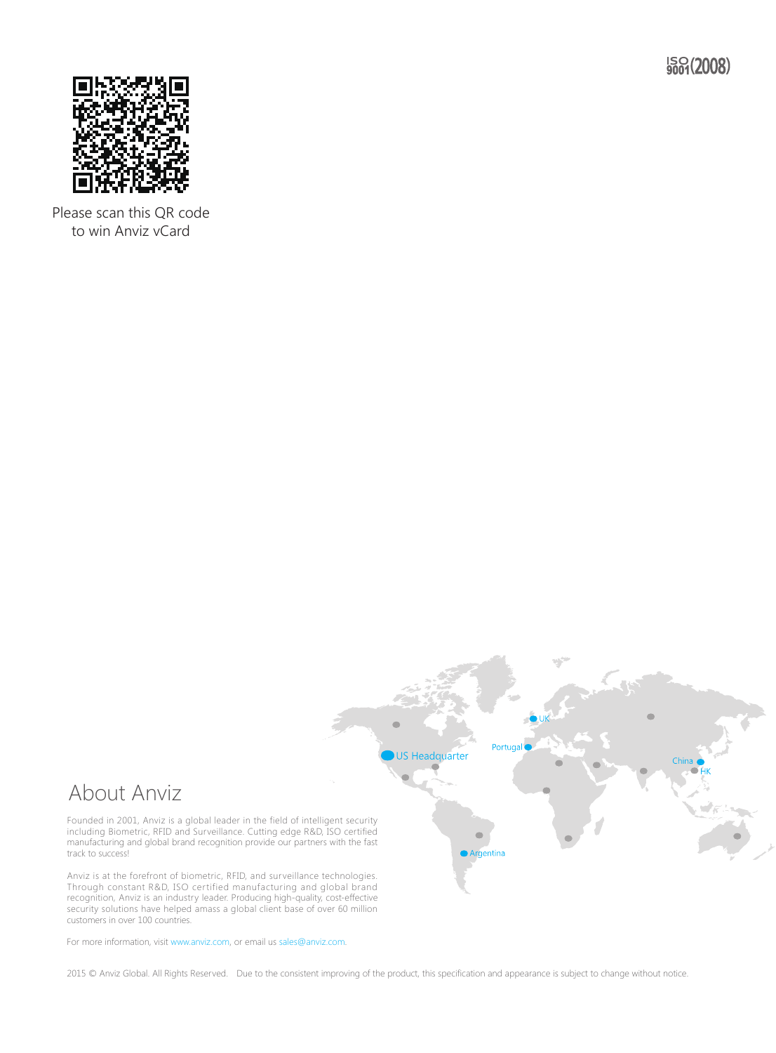ISO 9001(2008)

Please scan this QR code
to win Anviz vCard

US Headquarter

UK

Portugal

China

HK

Argentina

## About Anviz

Founded in 2001, Anviz is a global leader in the field of intelligent security including Biometric, RFID and Surveillance. Cutting edge R&D, ISO certified manufacturing and global brand recognition provide our partners with the fast track to success!

Anviz is at the forefront of biometric, RFID, and surveillance technologies. Through constant R&D, ISO certified manufacturing and global brand recognition, Anviz is an industry leader. Producing high-quality, cost-effective security solutions have helped amass a global client base of over 60 million customers in over 100 countries.

For more information, visit www.anviz.com, or email us sales@anviz.com.

2015 © Anviz Global. All Rights Reserved. Due to the consistent improving of the product, this specification and appearance is subject to change without notice.